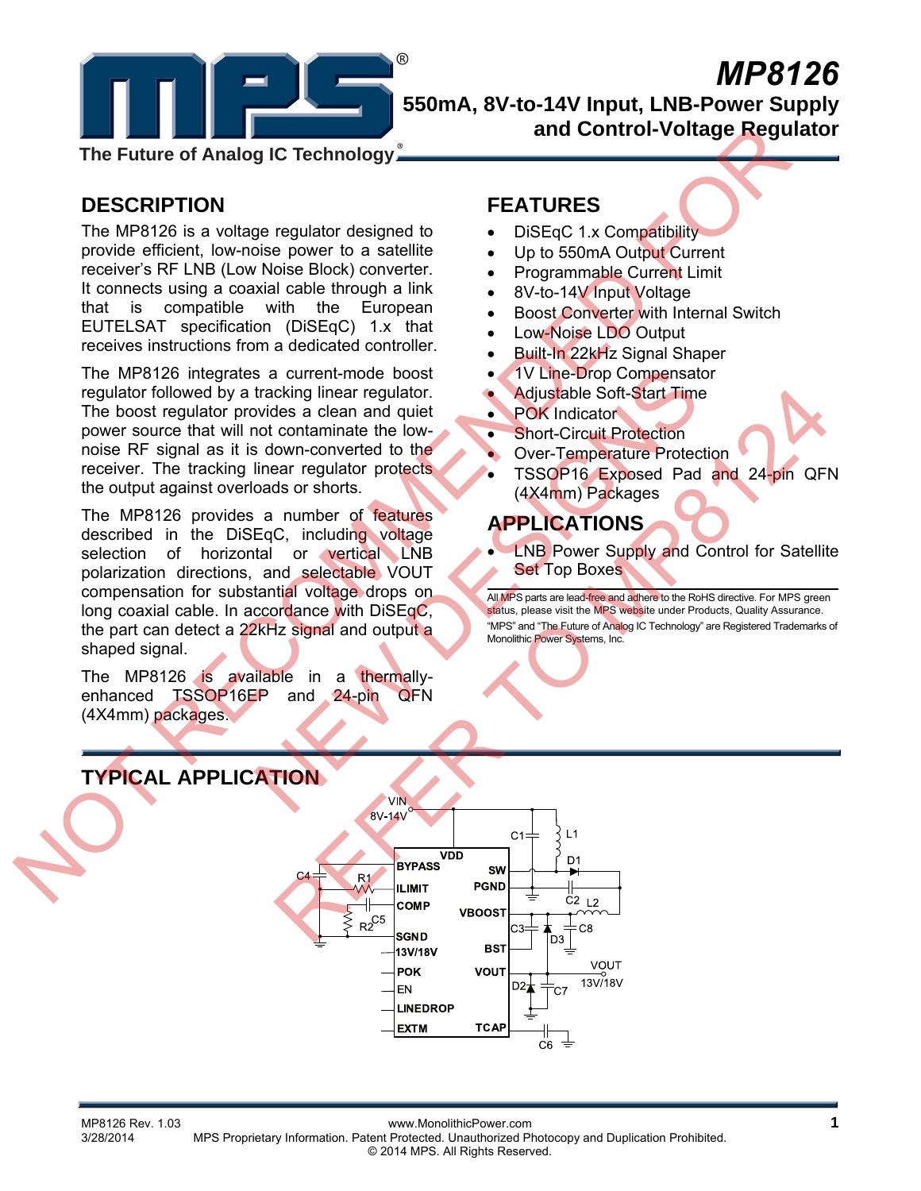# MP8126

## 550mA, 8V-to-14V Input, LNB-Power Supply and Control-Voltage Regulator

The Future of Analog IC Technology

NOT RECOMMENDED FOR NEW DESIGNS REFER TO MP8124

## DESCRIPTION

The MP8126 is a voltage regulator designed to provide efficient, low-noise power to a satellite receiver's RF LNB (Low Noise Block) converter. It connects using a coaxial cable through a link that is compatible with the European EUTELSAT specification (DiSEqC) 1.x that receives instructions from a dedicated controller.

The MP8126 integrates a current-mode boost regulator followed by a tracking linear regulator. The boost regulator provides a clean and quiet power source that will not contaminate the low-noise RF signal as it is down-converted to the receiver. The tracking linear regulator protects the output against overloads or shorts.

The MP8126 provides a number of features described in the DiSEqC, including voltage selection of horizontal or vertical LNB polarization directions, and selectable VOUT compensation for substantial voltage drops on long coaxial cable. In accordance with DiSEqC, the part can detect a 22kHz signal and output a shaped signal.

The MP8126 is available in a thermally-enhanced TSSOP16EP and 24-pin QFN (4X4mm) packages.

## FEATURES

- DiSEqC 1.x Compatibility
- Up to 550mA Output Current
- Programmable Current Limit
- 8V-to-14V Input Voltage
- Boost Converter with Internal Switch
- Low-Noise LDO Output
- Built-In 22kHz Signal Shaper
- 1V Line-Drop Compensator
- Adjustable Soft-Start Time
- POK Indicator
- Short-Circuit Protection
- Over-Temperature Protection
- TSSOP16 Exposed Pad and 24-pin QFN (4X4mm) Packages

## APPLICATIONS

- LNB Power Supply and Control for Satellite Set Top Boxes

All MPS parts are lead-free and adhere to the RoHS directive. For MPS green status, please visit the MPS website under Products, Quality Assurance. "MPS" and "The Future of Analog IC Technology" are Registered Trademarks of Monolithic Power Systems, Inc.

## TYPICAL APPLICATION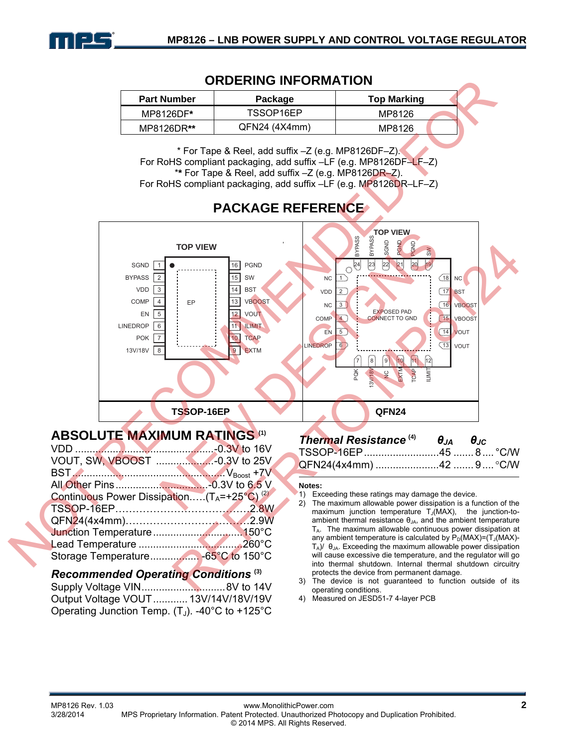## ORDERING INFORMATION

| Part Number | Package | Top Marking |
|---|---|---|
| MP8126DF* | TSSOP16EP | MP8126 |
| MP8126DR** | QFN24 (4X4mm) | MP8126 |

\* For Tape & Reel, add suffix –Z (e.g. MP8126DF–Z).
For RoHS compliant packaging, add suffix –LF (e.g. MP8126DF–LF–Z)
\*\* For Tape & Reel, add suffix –Z (e.g. MP8126DR–Z).
For RoHS compliant packaging, add suffix –LF (e.g. MP8126DR–LF–Z)

## PACKAGE REFERENCE

**TSSOP-16EP (TOP VIEW)**

| Pin | Name | Pin | Name |
|---|---|---|---|
| 1 | SGND | 16 | PGND |
| 2 | BYPASS | 15 | SW |
| 3 | VDD | 14 | BST |
| 4 | COMP | 13 | VBOOST |
| 5 | EN | 12 | VOUT |
| 6 | LINEDROP | 11 | ILIMIT |
| 7 | POK | 10 | TCAP |
| 8 | 13V/18V | 9 | EXTM |

EP

**QFN24 (TOP VIEW)**

| Pin | Name | Pin | Name |
|---|---|---|---|
| 1 | NC | 13 | VOUT |
| 2 | VDD | 14 | VOUT |
| 3 | NC | 15 | VBOOST |
| 4 | COMP | 16 | VBOOST |
| 5 | EN | 17 | BST |
| 6 | LINEDROP | 18 | NC |
| 7 | POK | 19 | SW |
| 8 | 13V/18V | 20 | PGND |
| 9 | NC | 21 | PGND |
| 10 | EXTM | 22 | SGND |
| 11 | TCAP | 23 | BYPASS |
| 12 | ILIMIT | 24 | BYPASS |

EXPOSED PAD CONNECT TO GND

## ABSOLUTE MAXIMUM RATINGS [1]

VDD .......................................... -0.3V to 16V
VOUT, SW, VBOOST .................... -0.3V to 25V
BST ............................................ $V_{Boost}$ +7V
All Other Pins ............................ -0.3V to 6.5 V
Continuous Power Dissipation.....($T_A$=+25°C) [2]
TSSOP-16EP ........................................ 2.8W
QFN24(4x4mm) ..................................... 2.9W
Junction Temperature ........................... 150°C
Lead Temperature ................................. 260°C
Storage Temperature ................ -65°C to 150°C

### *Recommended Operating Conditions* [3]

Supply Voltage VIN ............................ 8V to 14V
Output Voltage VOUT ............ 13V/14V/18V/19V
Operating Junction Temp. ($T_J$). -40°C to +125°C

### *Thermal Resistance* [4]

| | $\theta_{JA}$ | $\theta_{JC}$ | |
|---|---|---|---|
| TSSOP-16EP | 45 | 8 | °C/W |
| QFN24(4x4mm) | 42 | 9 | °C/W |

**Notes:**

1) Exceeding these ratings may damage the device.
2) The maximum allowable power dissipation is a function of the maximum junction temperature $T_J$(MAX), the junction-to-ambient thermal resistance $\theta_{JA}$, and the ambient temperature $T_A$. The maximum allowable continuous power dissipation at any ambient temperature is calculated by $P_D(MAX)=(T_J(MAX)-T_A)/\theta_{JA}$. Exceeding the maximum allowable power dissipation will cause excessive die temperature, and the regulator will go into thermal shutdown. Internal thermal shutdown circuitry protects the device from permanent damage.
3) The device is not guaranteed to function outside of its operating conditions.
4) Measured on JESD51-7 4-layer PCB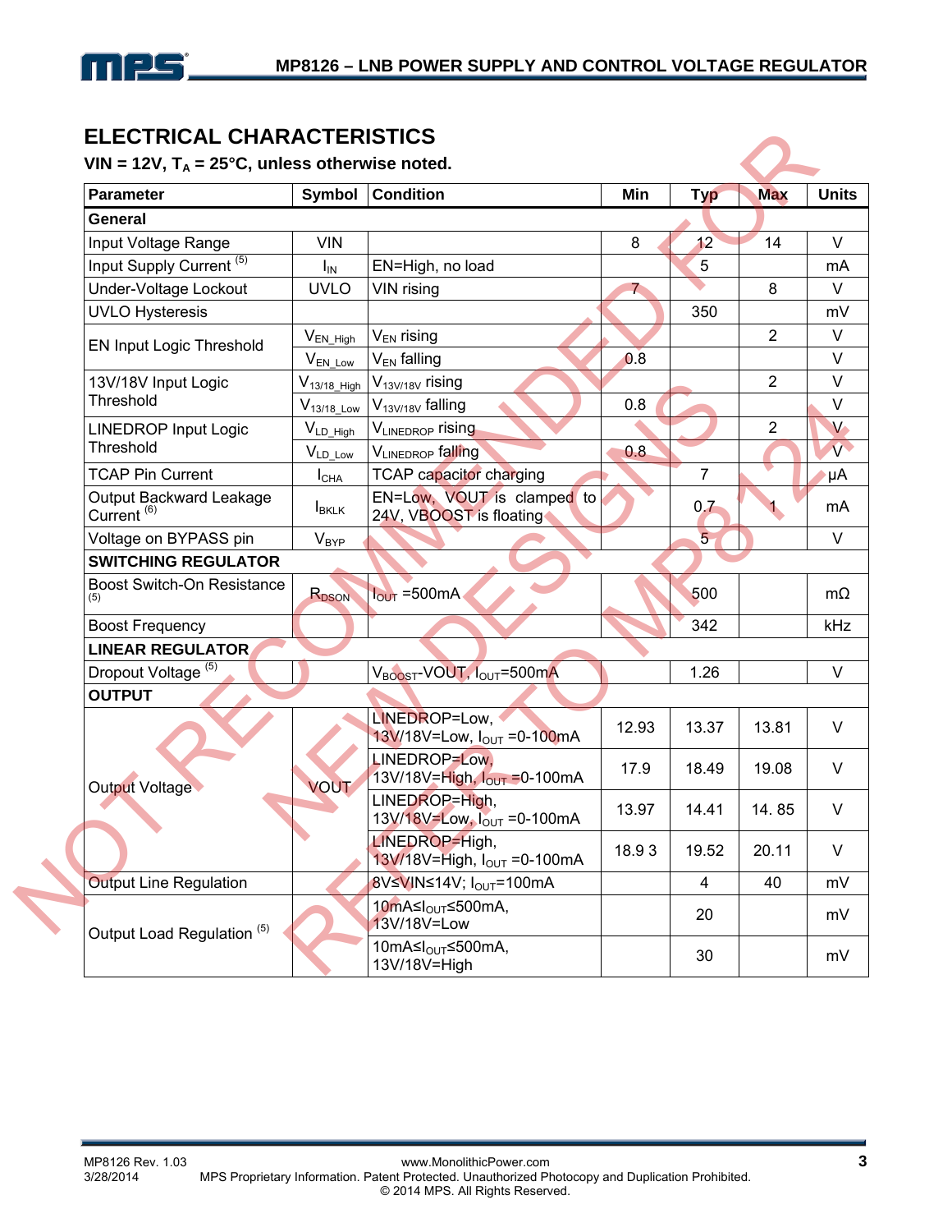## ELECTRICAL CHARACTERISTICS

**VIN = 12V, $T_A$ = 25°C, unless otherwise noted.**

| Parameter | Symbol | Condition | Min | Typ | Max | Units |
|---|---|---|---|---|---|---|
| **General** | | | | | | |
| Input Voltage Range | VIN | | 8 | 12 | 14 | V |
| Input Supply Current [5] | $I_{IN}$ | EN=High, no load | | 5 | | mA |
| Under-Voltage Lockout | UVLO | VIN rising | 7 | | 8 | V |
| UVLO Hysteresis | | | | 350 | | mV |
| EN Input Logic Threshold | $V_{EN\_High}$ | $V_{EN}$ rising | | | 2 | V |
| | $V_{EN\_Low}$ | $V_{EN}$ falling | 0.8 | | | V |
| 13V/18V Input Logic Threshold | $V_{13/18\_High}$ | $V_{13V/18V}$ rising | | | 2 | V |
| | $V_{13/18\_Low}$ | $V_{13V/18V}$ falling | 0.8 | | | V |
| LINEDROP Input Logic Threshold | $V_{LD\_High}$ | $V_{LINEDROP}$ rising | | | 2 | V |
| | $V_{LD\_Low}$ | $V_{LINEDROP}$ falling | 0.8 | | | V |
| TCAP Pin Current | $I_{CHA}$ | TCAP capacitor charging | | 7 | | μA |
| Output Backward Leakage Current [6] | $I_{BKLK}$ | EN=Low, VOUT is clamped to 24V, VBOOST is floating | | 0.7 | 1 | mA |
| Voltage on BYPASS pin | $V_{BYP}$ | | | 5 | | V |
| **SWITCHING REGULATOR** | | | | | | |
| Boost Switch-On Resistance [5] | $R_{DSON}$ | $I_{OUT}$ =500mA | | 500 | | mΩ |
| Boost Frequency | | | | 342 | | kHz |
| **LINEAR REGULATOR** | | | | | | |
| Dropout Voltage [5] | | $V_{BOOST}$-VOUT, $I_{OUT}$=500mA | | 1.26 | | V |
| **OUTPUT** | | | | | | |
| Output Voltage | VOUT | LINEDROP=Low, 13V/18V=Low, $I_{OUT}$ =0-100mA | 12.93 | 13.37 | 13.81 | V |
| | | LINEDROP=Low, 13V/18V=High, $I_{OUT}$ =0-100mA | 17.9 | 18.49 | 19.08 | V |
| | | LINEDROP=High, 13V/18V=Low, $I_{OUT}$ =0-100mA | 13.97 | 14.41 | 14. 85 | V |
| | | LINEDROP=High, 13V/18V=High, $I_{OUT}$ =0-100mA | 18.9 3 | 19.52 | 20.11 | V |
| Output Line Regulation | | 8V≤VIN≤14V; $I_{OUT}$=100mA | | 4 | 40 | mV |
| Output Load Regulation [5] | | 10mA≤$I_{OUT}$≤500mA, 13V/18V=Low | | 20 | | mV |
| | | 10mA≤$I_{OUT}$≤500mA, 13V/18V=High | | 30 | | mV |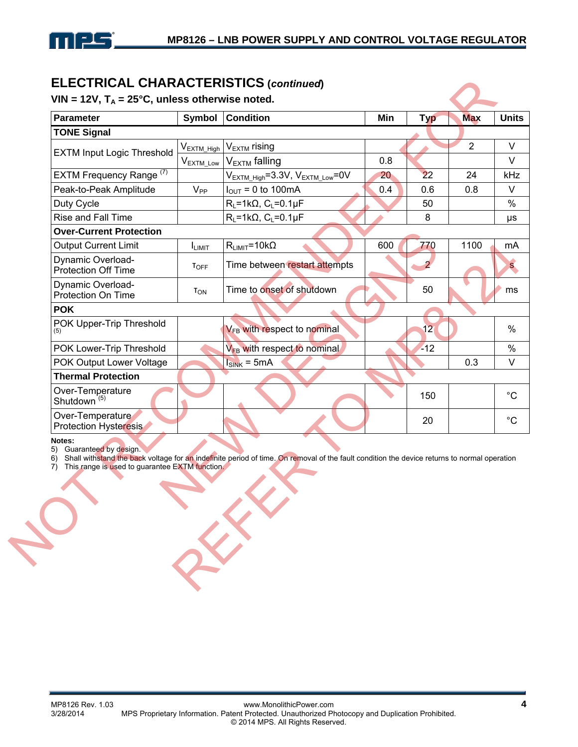## ELECTRICAL CHARACTERISTICS (*continued*)

**VIN = 12V, $T_A$ = 25°C, unless otherwise noted.**

| Parameter | Symbol | Condition | Min | Typ | Max | Units |
|---|---|---|---|---|---|---|
| **TONE Signal** | | | | | | |
| EXTM Input Logic Threshold | $V_{EXTM\_High}$ | $V_{EXTM}$ rising | | | 2 | V |
| | $V_{EXTM\_Low}$ | $V_{EXTM}$ falling | 0.8 | | | V |
| EXTM Frequency Range [7] | | $V_{EXTM\_High}$=3.3V, $V_{EXTM\_Low}$=0V | 20 | 22 | 24 | kHz |
| Peak-to-Peak Amplitude | $V_{PP}$ | $I_{OUT}$ = 0 to 100mA | 0.4 | 0.6 | 0.8 | V |
| Duty Cycle | | $R_L$=1kΩ, $C_L$=0.1µF | | 50 | | % |
| Rise and Fall Time | | $R_L$=1kΩ, $C_L$=0.1µF | | 8 | | µs |
| **Over-Current Protection** | | | | | | |
| Output Current Limit | $I_{LIMIT}$ | $R_{LIMIT}$=10kΩ | 600 | 770 | 1100 | mA |
| Dynamic Overload-Protection Off Time | $\tau_{OFF}$ | Time between restart attempts | | 2 | | s |
| Dynamic Overload-Protection On Time | $\tau_{ON}$ | Time to onset of shutdown | | 50 | | ms |
| **POK** | | | | | | |
| POK Upper-Trip Threshold [5] | | $V_{FB}$ with respect to nominal | | 12 | | % |
| POK Lower-Trip Threshold | | $V_{FB}$ with respect to nominal | | -12 | | % |
| POK Output Lower Voltage | | $I_{SINK}$ = 5mA | | | 0.3 | V |
| **Thermal Protection** | | | | | | |
| Over-Temperature Shutdown [5] | | | | 150 | | °C |
| Over-Temperature Protection Hysteresis | | | | 20 | | °C |

**Notes:**

5) Guaranteed by design.
6) Shall withstand the back voltage for an indefinite period of time. On removal of the fault condition the device returns to normal operation
7) This range is used to guarantee EXTM function.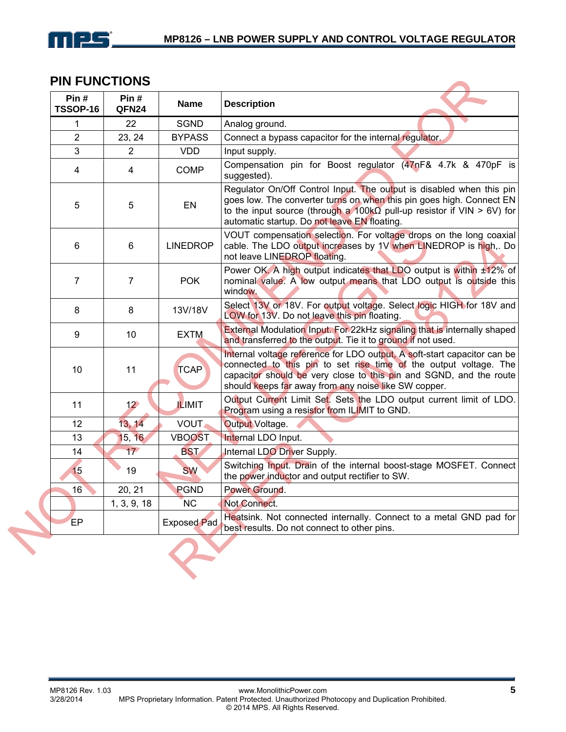## PIN FUNCTIONS

| Pin # TSSOP-16 | Pin # QFN24 | Name | Description |
|---|---|---|---|
| 1 | 22 | SGND | Analog ground. |
| 2 | 23, 24 | BYPASS | Connect a bypass capacitor for the internal regulator. |
| 3 | 2 | VDD | Input supply. |
| 4 | 4 | COMP | Compensation pin for Boost regulator (47nF& 4.7k & 470pF is suggested). |
| 5 | 5 | EN | Regulator On/Off Control Input. The output is disabled when this pin goes low. The converter turns on when this pin goes high. Connect EN to the input source (through a 100kΩ pull-up resistor if VIN > 6V) for automatic startup. Do not leave EN floating. |
| 6 | 6 | LINEDROP | VOUT compensation selection. For voltage drops on the long coaxial cable. The LDO output increases by 1V when LINEDROP is high,. Do not leave LINEDROP floating. |
| 7 | 7 | POK | Power OK. A high output indicates that LDO output is within ±12% of nominal value. A low output means that LDO output is outside this window. |
| 8 | 8 | 13V/18V | Select 13V or 18V. For output voltage. Select logic HIGH for 18V and LOW for 13V. Do not leave this pin floating. |
| 9 | 10 | EXTM | External Modulation Input. For 22kHz signaling that is internally shaped and transferred to the output. Tie it to ground if not used. |
| 10 | 11 | TCAP | Internal voltage reference for LDO output, A soft-start capacitor can be connected to this pin to set rise time of the output voltage. The capacitor should be very close to this pin and SGND, and the route should keeps far away from any noise like SW copper. |
| 11 | 12 | ILIMIT | Output Current Limit Set. Sets the LDO output current limit of LDO. Program using a resistor from ILIMIT to GND. |
| 12 | 13, 14 | VOUT | Output Voltage. |
| 13 | 15, 16 | VBOOST | Internal LDO Input. |
| 14 | 17 | BST | Internal LDO Driver Supply. |
| 15 | 19 | SW | Switching Input. Drain of the internal boost-stage MOSFET. Connect the power inductor and output rectifier to SW. |
| 16 | 20, 21 | PGND | Power Ground. |
| | 1, 3, 9, 18 | NC | Not Connect. |
| EP | | Exposed Pad | Heatsink. Not connected internally. Connect to a metal GND pad for best results. Do not connect to other pins. |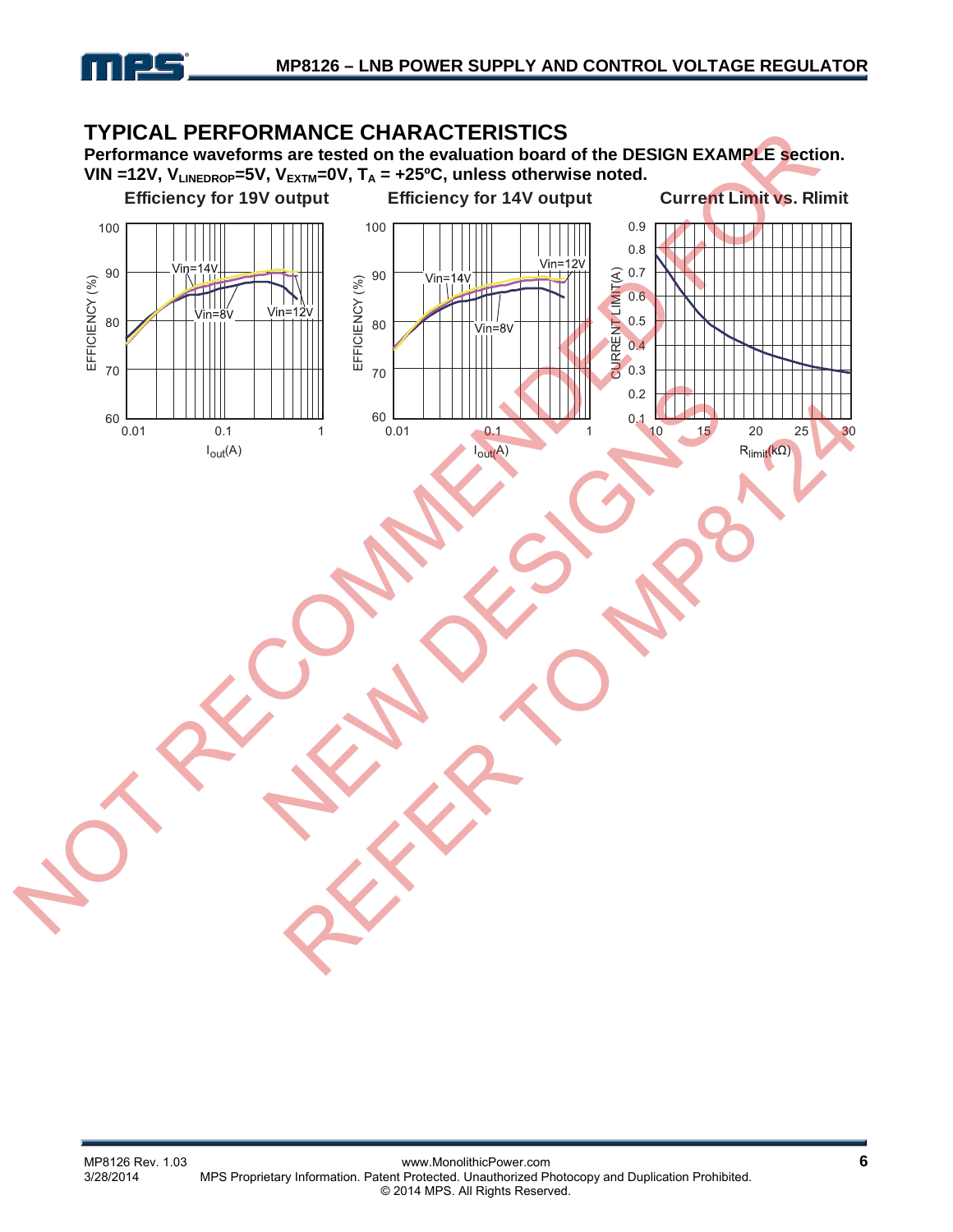## TYPICAL PERFORMANCE CHARACTERISTICS

**Performance waveforms are tested on the evaluation board of the DESIGN EXAMPLE section.**
**VIN =12V, $V_{LINEDROP}$=5V, $V_{EXTM}$=0V, $T_A$ = +25ºC, unless otherwise noted.**

**Efficiency for 19V output**

**Efficiency for 14V output**

**Current Limit vs. Rlimit**

NOT RECOMMENDED FOR NEW DESIGNS REFER TO MP8124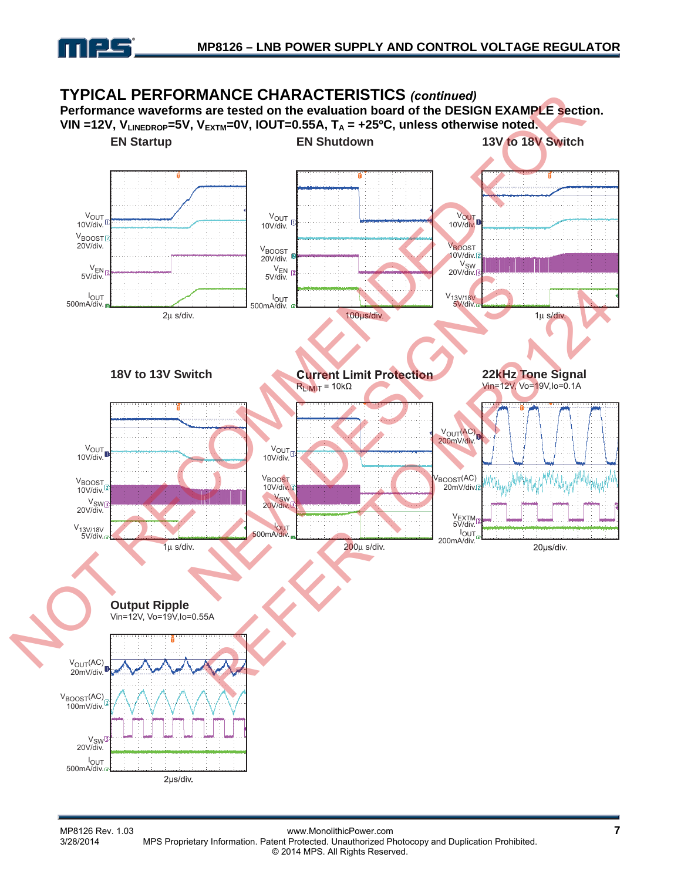## TYPICAL PERFORMANCE CHARACTERISTICS *(continued)*

**Performance waveforms are tested on the evaluation board of the DESIGN EXAMPLE section.**
**VIN =12V, $V_{LINEDROP}$=5V, $V_{EXTM}$=0V, IOUT=0.55A, $T_A$ = +25ºC, unless noted otherwise.**

NOT RECOMMENDED FOR NEW DESIGNS REFER TO MP8124

**EN Startup**

$V_{OUT}$ 10V/div.
$V_{BOOST}$ 20V/div.
$V_{EN}$ 5V/div.
$I_{OUT}$ 500mA/div.
2µ s/div.

**EN Shutdown**

$V_{OUT}$ 10V/div.
$V_{BOOST}$ 20V/div.
$V_{EN}$ 5V/div.
$I_{OUT}$ 500mA/div.
100µs/div.

**13V to 18V Switch**

$V_{OUT}$ 10V/div.
$V_{BOOST}$ 10V/div.
$V_{SW}$ 20V/div.
$V_{13V/18V}$ 5V/div.
1µ s/div.

**18V to 13V Switch**

$V_{OUT}$ 10V/div.
$V_{BOOST}$ 10V/div.
$V_{SW}$ 20V/div.
$V_{13V/18V}$ 5V/div.
1µ s/div.

**Current Limit Protection**
$R_{LIMIT}$ = 10kΩ

$V_{OUT}$ 10V/div.
$V_{BOOST}$ 10V/div.
$V_{SW}$ 20V/div.
$I_{OUT}$ 500mA/div.
200µ s/div.

**22kHz Tone Signal**
Vin=12V, Vo=19V,Io=0.1A

$V_{OUT}$(AC) 200mV/div.
$V_{BOOST}$(AC) 20mV/div.
$V_{EXTM}$ 5V/div.
$I_{OUT}$ 200mA/div.
20µs/div.

**Output Ripple**
Vin=12V, Vo=19V,Io=0.55A

$V_{OUT}$(AC) 20mV/div.
$V_{BOOST}$(AC) 100mV/div.
$V_{SW}$ 20V/div.
$I_{OUT}$ 500mA/div.
2µs/div.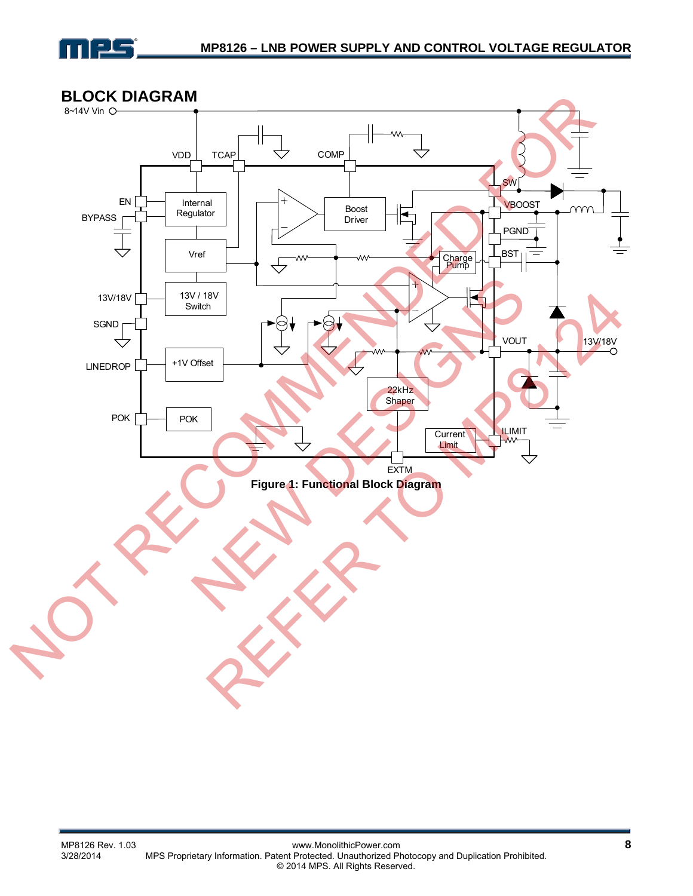## BLOCK DIAGRAM

Figure 1: Functional Block Diagram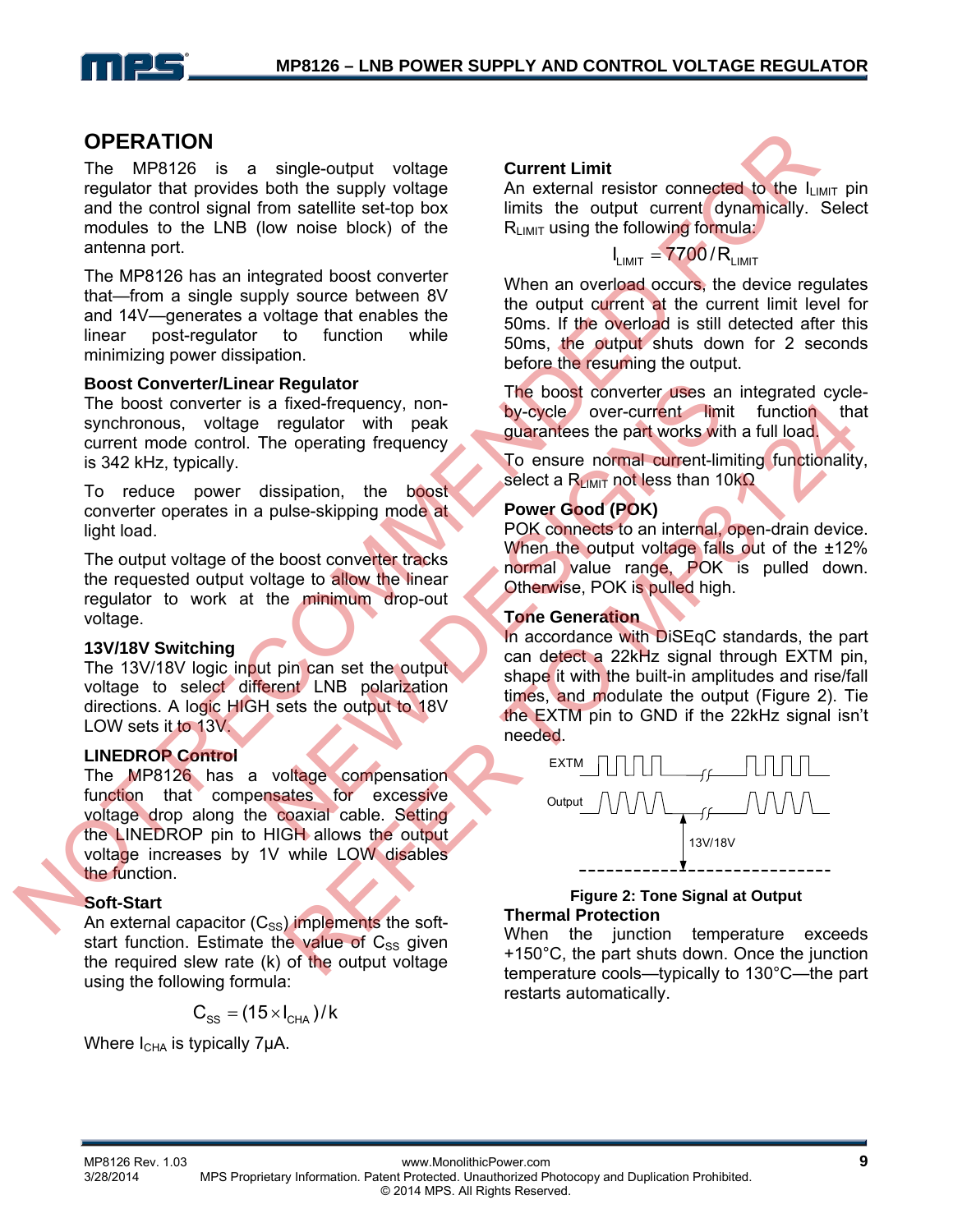## OPERATION

The MP8126 is a single-output voltage regulator that provides both the supply voltage and the control signal from satellite set-top box modules to the LNB (low noise block) of the antenna port.

The MP8126 has an integrated boost converter that—from a single supply source between 8V and 14V—generates a voltage that enables the linear post-regulator to function while minimizing power dissipation.

### Boost Converter/Linear Regulator

The boost converter is a fixed-frequency, non-synchronous, voltage regulator with peak current mode control. The operating frequency is 342 kHz, typically.

To reduce power dissipation, the boost converter operates in a pulse-skipping mode at light load.

The output voltage of the boost converter tracks the requested output voltage to allow the linear regulator to work at the minimum drop-out voltage.

### 13V/18V Switching

The 13V/18V logic input pin can set the output voltage to select different LNB polarization directions. A logic HIGH sets the output to 18V LOW sets it to 13V.

### LINEDROP Control

The MP8126 has a voltage compensation function that compensates for excessive voltage drop along the coaxial cable. Setting the LINEDROP pin to HIGH allows the output voltage increases by 1V while LOW disables the function.

### Soft-Start

An external capacitor ($C_{SS}$) implements the soft-start function. Estimate the value of $C_{SS}$ given the required slew rate (k) of the output voltage using the following formula:

$$C_{SS} = (15 \times I_{CHA})/k$$

Where $I_{CHA}$ is typically 7μA.

### Current Limit

An external resistor connected to the $I_{LIMIT}$ pin limits the output current dynamically. Select $R_{LIMIT}$ using the following formula:

$$I_{LIMIT} = 7700/R_{LIMIT}$$

When an overload occurs, the device regulates the output current at the current limit level for 50ms. If the overload is still detected after this 50ms, the output shuts down for 2 seconds before the resuming the output.

The boost converter uses an integrated cycle-by-cycle over-current limit function that guarantees the part works with a full load.

To ensure normal current-limiting functionality, select a $R_{LIMIT}$ not less than 10kΩ.

### Power Good (POK)

POK connects to an internal, open-drain device. When the output voltage falls out of the ±12% normal value range, POK is pulled down. Otherwise, POK is pulled high.

### Tone Generation

In accordance with DiSEqC standards, the part can detect a 22kHz signal through EXTM pin, shape it with the built-in amplitudes and rise/fall times, and modulate the output (Figure 2). Tie the EXTM pin to GND if the 22kHz signal isn't needed.

**Figure 2: Tone Signal at Output**

### Thermal Protection

When the junction temperature exceeds +150°C, the part shuts down. Once the junction temperature cools—typically to 130°C—the part restarts automatically.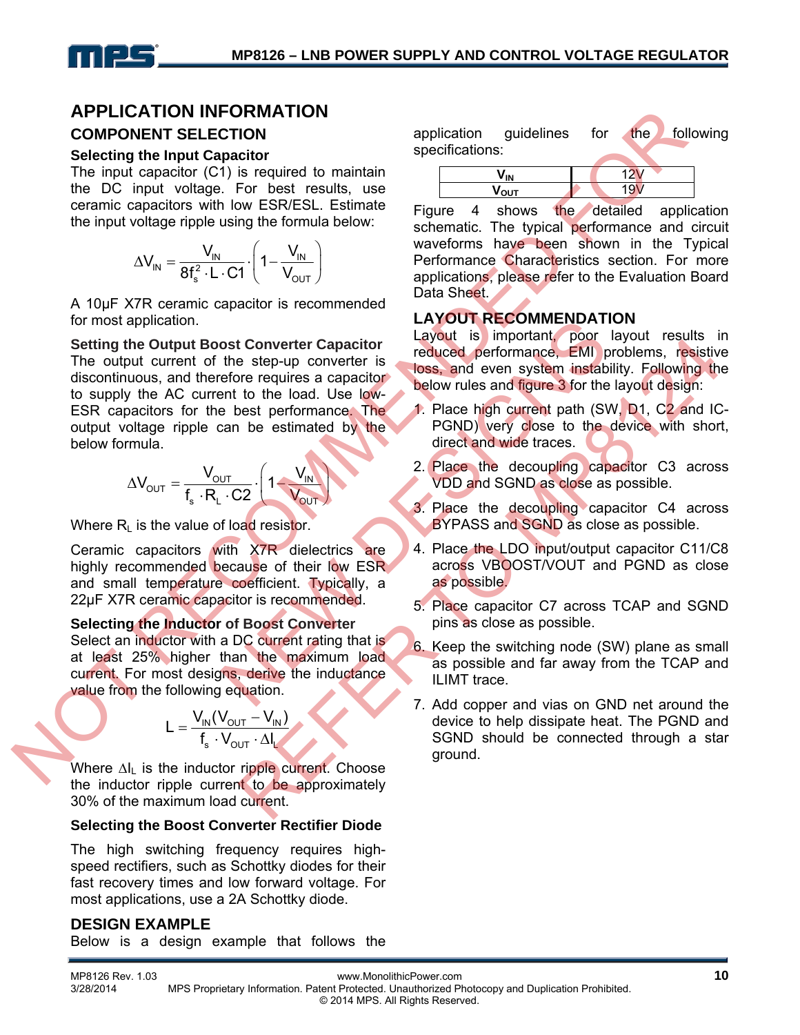# APPLICATION INFORMATION

## COMPONENT SELECTION

### Selecting the Input Capacitor

The input capacitor (C1) is required to maintain the DC input voltage. For best results, use ceramic capacitors with low ESR/ESL. Estimate the input voltage ripple using the formula below:

$$\Delta V_{IN} = \frac{V_{IN}}{8f_s^2 \cdot L \cdot C1} \cdot \left(1 - \frac{V_{IN}}{V_{OUT}}\right)$$

A 10µF X7R ceramic capacitor is recommended for most application.

### Setting the Output Boost Converter Capacitor

The output current of the step-up converter is discontinuous, and therefore requires a capacitor to supply the AC current to the load. Use low-ESR capacitors for the best performance. The output voltage ripple can be estimated by the below formula.

$$\Delta V_{OUT} = \frac{V_{OUT}}{f_s \cdot R_L \cdot C2} \cdot \left(1 - \frac{V_{IN}}{V_{OUT}}\right)$$

Where $R_L$ is the value of load resistor.

Ceramic capacitors with X7R dielectrics are highly recommended because of their low ESR and small temperature coefficient. Typically, a 22µF X7R ceramic capacitor is recommended.

### Selecting the Inductor of Boost Converter

Select an inductor with a DC current rating that is at least 25% higher than the maximum load current. For most designs, derive the inductance value from the following equation.

$$L = \frac{V_{IN}(V_{OUT} - V_{IN})}{f_s \cdot V_{OUT} \cdot \Delta I_L}$$

Where $\Delta I_L$ is the inductor ripple current. Choose the inductor ripple current to be approximately 30% of the maximum load current.

### Selecting the Boost Converter Rectifier Diode

The high switching frequency requires high-speed rectifiers, such as Schottky diodes for their fast recovery times and low forward voltage. For most applications, use a 2A Schottky diode.

## DESIGN EXAMPLE

Below is a design example that follows the application guidelines for the following specifications:

| $V_{IN}$ | 12V |
|---|---|
| $V_{OUT}$ | 19V |

Figure 4 shows the detailed application schematic. The typical performance and circuit waveforms have been shown in the Typical Performance Characteristics section. For more applications, please refer to the Evaluation Board Data Sheet.

## LAYOUT RECOMMENDATION

Layout is important, poor layout results in reduced performance, EMI problems, resistive loss, and even system instability. Following the below rules and figure 3 for the layout design:

1. Place high current path (SW, D1, C2 and IC-PGND) very close to the device with short, direct and wide traces.
2. Place the decoupling capacitor C3 across VDD and SGND as close as possible.
3. Place the decoupling capacitor C4 across BYPASS and SGND as close as possible.
4. Place the LDO input/output capacitor C11/C8 across VBOOST/VOUT and PGND as close as possible.
5. Place capacitor C7 across TCAP and SGND pins as close as possible.
6. Keep the switching node (SW) plane as small as possible and far away from the TCAP and ILIMT trace.
7. Add copper and vias on GND net around the device to help dissipate heat. The PGND and SGND should be connected through a star ground.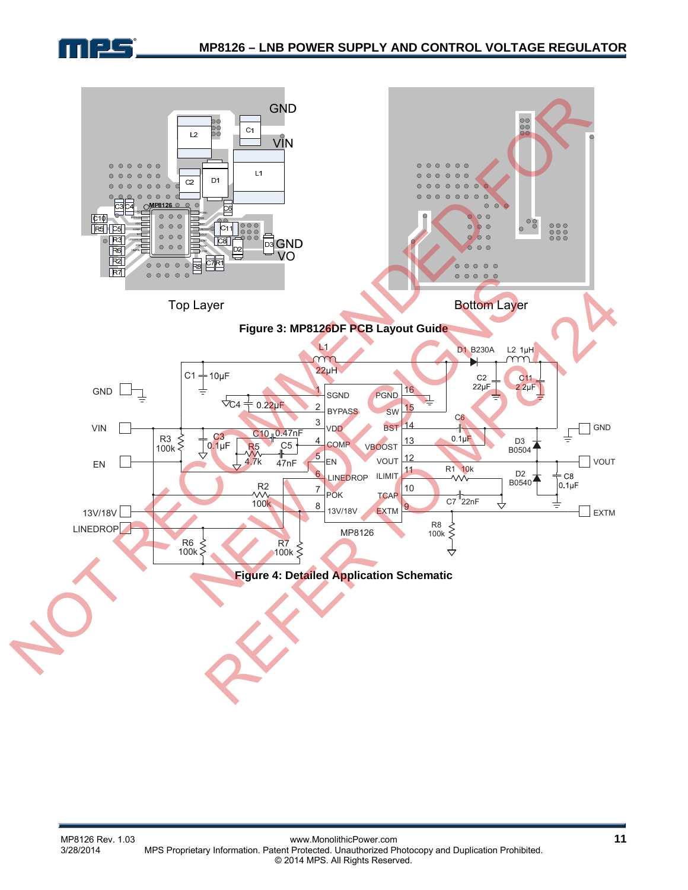Top Layer

Bottom Layer

**Figure 3: MP8126DF PCB Layout Guide**

**Figure 4: Detailed Application Schematic**

NOT RECOMMENDED FOR NEW DESIGNS REFER TO MP8124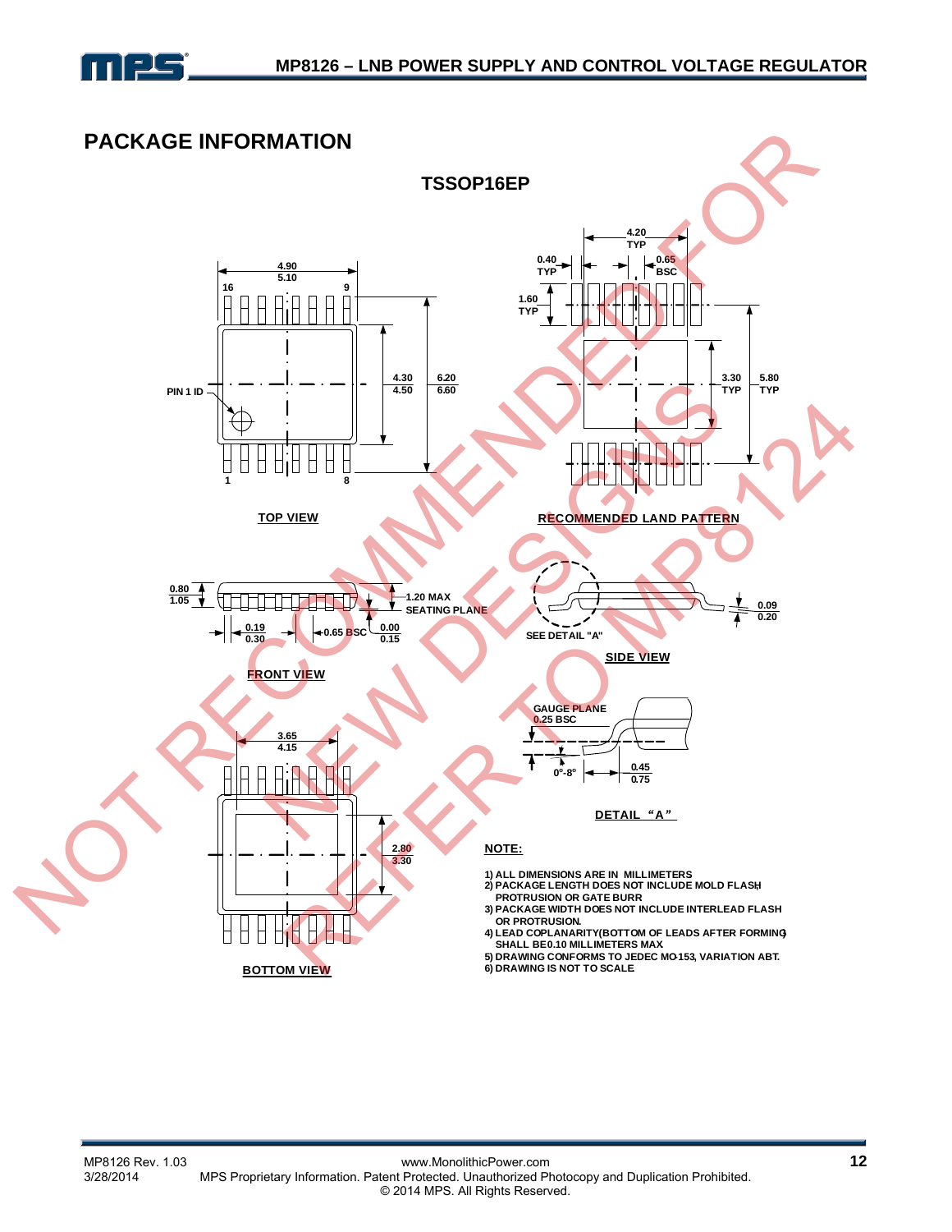## PACKAGE INFORMATION

### TSSOP16EP

TOP VIEW

RECOMMENDED LAND PATTERN

FRONT VIEW

SIDE VIEW

DETAIL "A"

BOTTOM VIEW

NOT RECOMMENDED FOR NEW DESIGNS REFER TO MP8124

**NOTE:**

1) ALL DIMENSIONS ARE IN MILLIMETERS
2) PACKAGE LENGTH DOES NOT INCLUDE MOLD FLASH, PROTRUSION OR GATE BURR
3) PACKAGE WIDTH DOES NOT INCLUDE INTERLEAD FLASH OR PROTRUSION.
4) LEAD COPLANARITY (BOTTOM OF LEADS AFTER FORMING) SHALL BE 0.10 MILLIMETERS MAX
5) DRAWING CONFORMS TO JEDEC MO-153, VARIATION ABT.
6) DRAWING IS NOT TO SCALE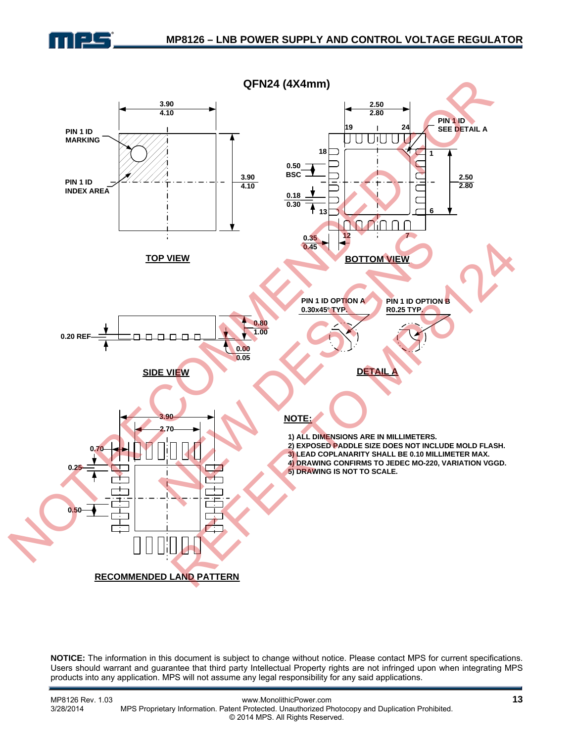## QFN24 (4X4mm)

TOP VIEW

PIN 1 ID MARKING

PIN 1 ID INDEX AREA

3.90
4.10

3.90
4.10

BOTTOM VIEW

2.50
2.80

PIN 1 ID SEE DETAIL A

19
24
18
1
6
13
12
7

0.50 BSC

0.18
0.30

0.35
0.45

2.50
2.80

SIDE VIEW

0.20 REF

0.80
1.00

0.00
0.05

DETAIL A

PIN 1 ID OPTION A
0.30x45° TYP.

PIN 1 ID OPTION B
R0.25 TYP.

RECOMMENDED LAND PATTERN

3.90
2.70
0.70
0.25
0.50

**NOTE:**

1) ALL DIMENSIONS ARE IN MILLIMETERS.
2) EXPOSED PADDLE SIZE DOES NOT INCLUDE MOLD FLASH.
3) LEAD COPLANARITY SHALL BE 0.10 MILLIMETER MAX.
4) DRAWING CONFIRMS TO JEDEC MO-220, VARIATION VGGD.
5) DRAWING IS NOT TO SCALE.

NOT RECOMMENDED FOR NEW DESIGNS REFER TO MP8124

**NOTICE:** The information in this document is subject to change without notice. Please contact MPS for current specifications. Users should warrant and guarantee that third party Intellectual Property rights are not infringed upon when integrating MPS products into any application. MPS will not assume any legal responsibility for any said applications.